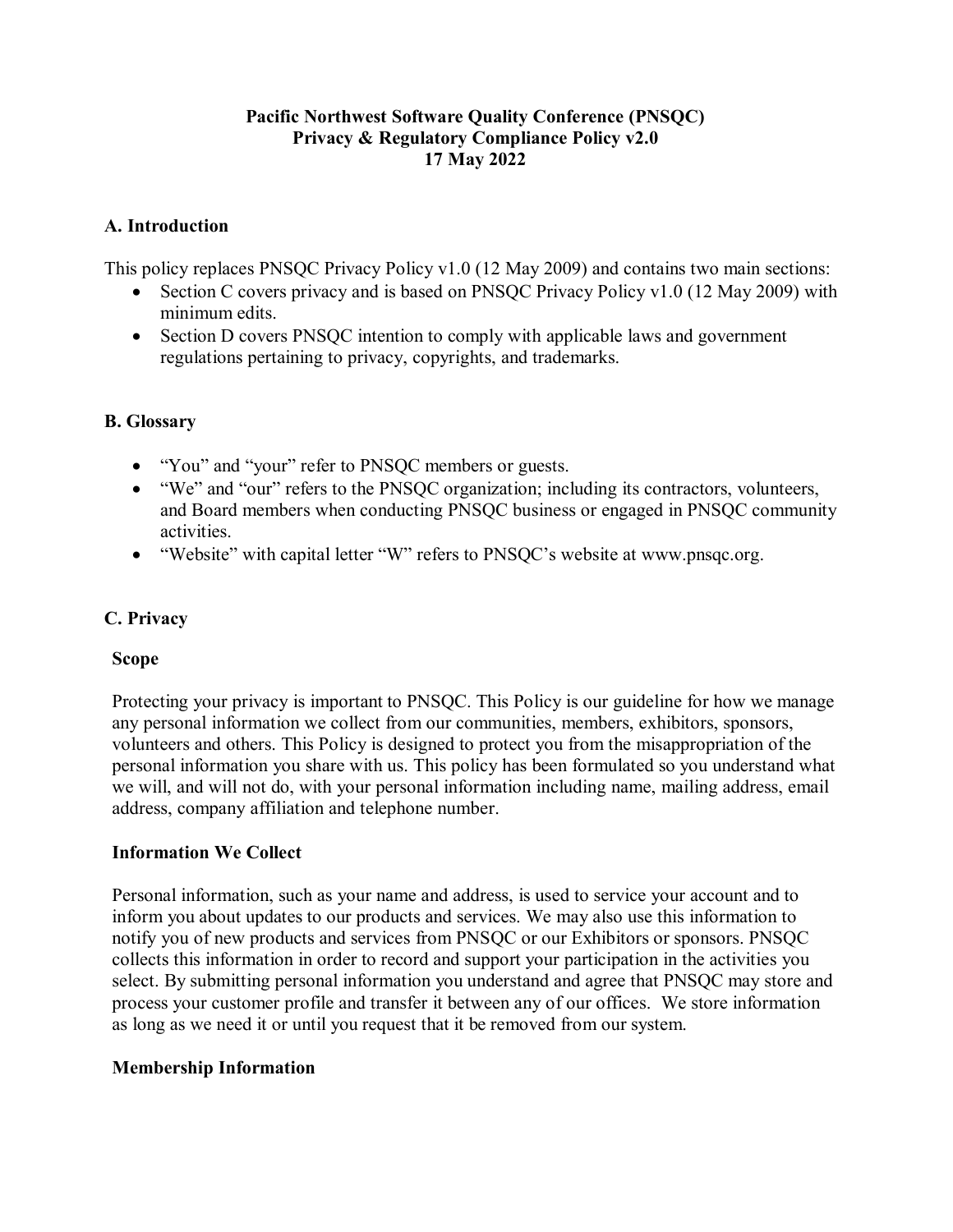**Pacific Northwest Software Quality Conference (PNSQC)**
**Privacy & Regulatory Compliance Policy v2.0**
**17 May 2022**

## A. Introduction

This policy replaces PNSQC Privacy Policy v1.0 (12 May 2009) and contains two main sections:

- Section C covers privacy and is based on PNSQC Privacy Policy v1.0 (12 May 2009) with minimum edits.
- Section D covers PNSQC intention to comply with applicable laws and government regulations pertaining to privacy, copyrights, and trademarks.

## B. Glossary

- "You" and "your" refer to PNSQC members or guests.
- "We" and "our" refers to the PNSQC organization; including its contractors, volunteers, and Board members when conducting PNSQC business or engaged in PNSQC community activities.
- "Website" with capital letter "W" refers to PNSQC's website at www.pnsqc.org.

## C. Privacy

### Scope

Protecting your privacy is important to PNSQC. This Policy is our guideline for how we manage any personal information we collect from our communities, members, exhibitors, sponsors, volunteers and others. This Policy is designed to protect you from the misappropriation of the personal information you share with us. This policy has been formulated so you understand what we will, and will not do, with your personal information including name, mailing address, email address, company affiliation and telephone number.

### Information We Collect

Personal information, such as your name and address, is used to service your account and to inform you about updates to our products and services. We may also use this information to notify you of new products and services from PNSQC or our Exhibitors or sponsors. PNSQC collects this information in order to record and support your participation in the activities you select. By submitting personal information you understand and agree that PNSQC may store and process your customer profile and transfer it between any of our offices. We store information as long as we need it or until you request that it be removed from our system.

### Membership Information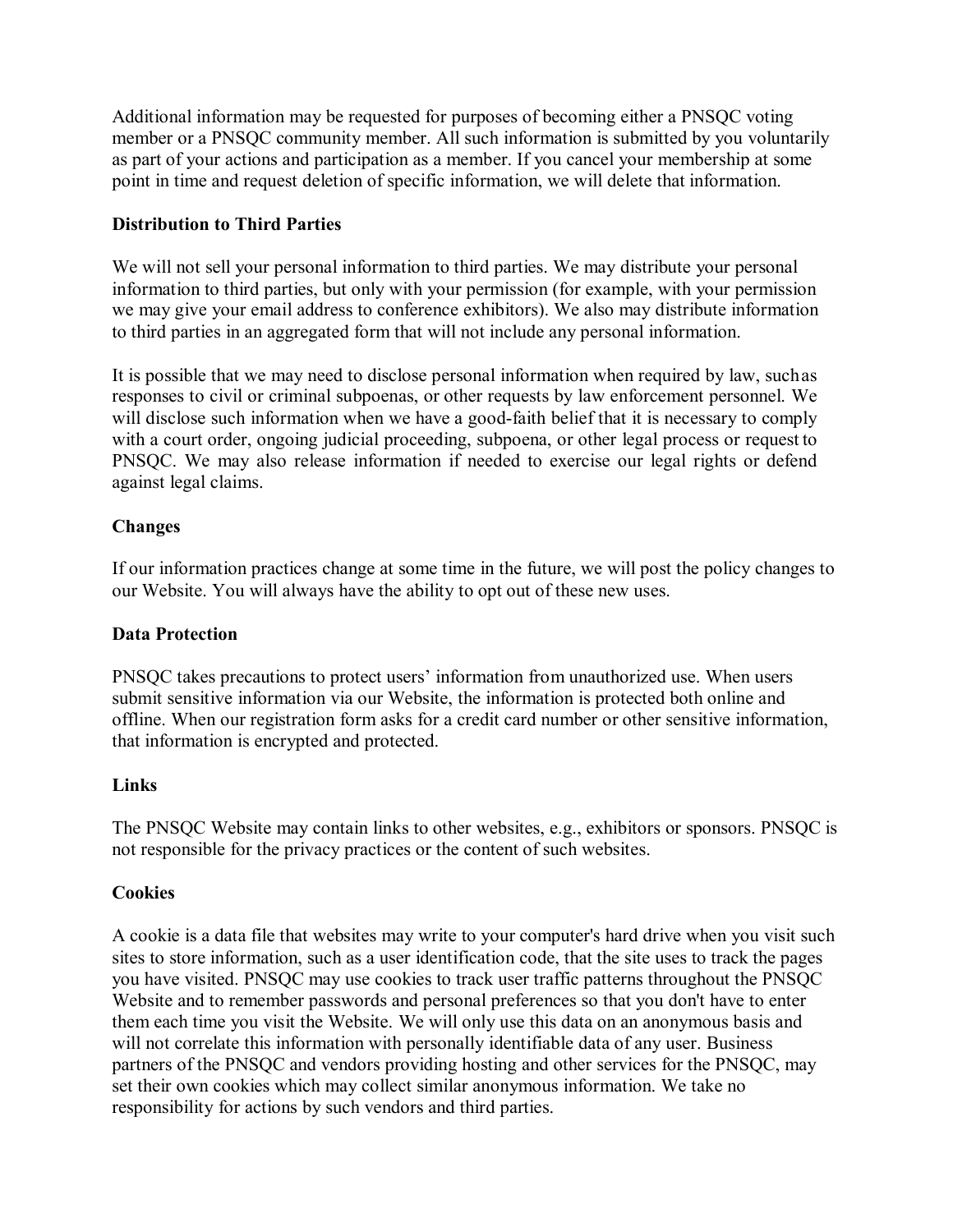Additional information may be requested for purposes of becoming either a PNSQC voting member or a PNSQC community member. All such information is submitted by you voluntarily as part of your actions and participation as a member. If you cancel your membership at some point in time and request deletion of specific information, we will delete that information.

**Distribution to Third Parties**

We will not sell your personal information to third parties. We may distribute your personal information to third parties, but only with your permission (for example, with your permission we may give your email address to conference exhibitors). We also may distribute information to third parties in an aggregated form that will not include any personal information.

It is possible that we may need to disclose personal information when required by law, such as responses to civil or criminal subpoenas, or other requests by law enforcement personnel. We will disclose such information when we have a good-faith belief that it is necessary to comply with a court order, ongoing judicial proceeding, subpoena, or other legal process or request to PNSQC. We may also release information if needed to exercise our legal rights or defend against legal claims.

**Changes**

If our information practices change at some time in the future, we will post the policy changes to our Website. You will always have the ability to opt out of these new uses.

**Data Protection**

PNSQC takes precautions to protect users' information from unauthorized use. When users submit sensitive information via our Website, the information is protected both online and offline. When our registration form asks for a credit card number or other sensitive information, that information is encrypted and protected.

**Links**

The PNSQC Website may contain links to other websites, e.g., exhibitors or sponsors. PNSQC is not responsible for the privacy practices or the content of such websites.

**Cookies**

A cookie is a data file that websites may write to your computer's hard drive when you visit such sites to store information, such as a user identification code, that the site uses to track the pages you have visited. PNSQC may use cookies to track user traffic patterns throughout the PNSQC Website and to remember passwords and personal preferences so that you don't have to enter them each time you visit the Website. We will only use this data on an anonymous basis and will not correlate this information with personally identifiable data of any user. Business partners of the PNSQC and vendors providing hosting and other services for the PNSQC, may set their own cookies which may collect similar anonymous information. We take no responsibility for actions by such vendors and third parties.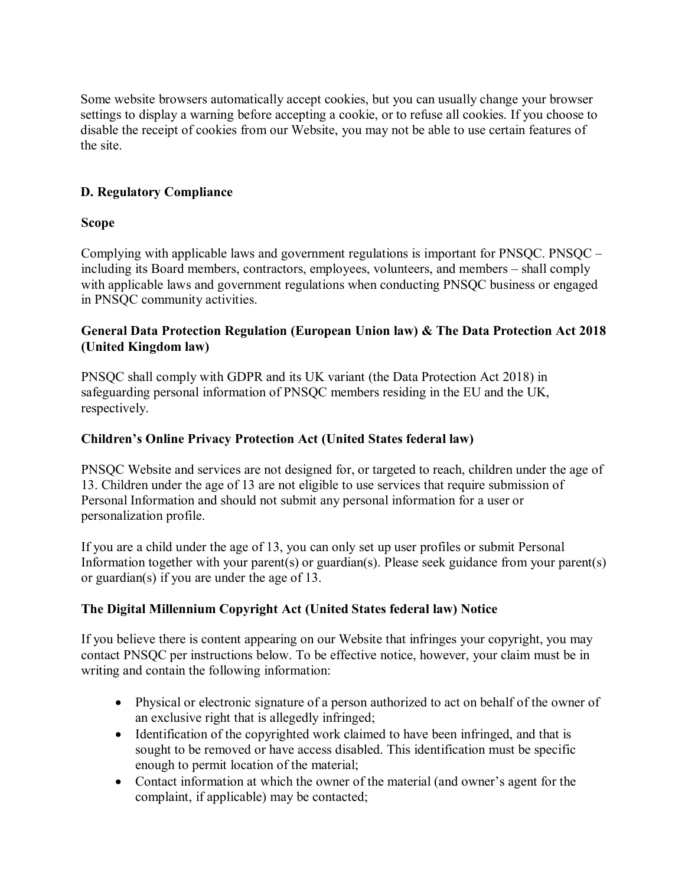Some website browsers automatically accept cookies, but you can usually change your browser settings to display a warning before accepting a cookie, or to refuse all cookies. If you choose to disable the receipt of cookies from our Website, you may not be able to use certain features of the site.

## D. Regulatory Compliance

### Scope

Complying with applicable laws and government regulations is important for PNSQC. PNSQC – including its Board members, contractors, employees, volunteers, and members – shall comply with applicable laws and government regulations when conducting PNSQC business or engaged in PNSQC community activities.

### General Data Protection Regulation (European Union law) & The Data Protection Act 2018 (United Kingdom law)

PNSQC shall comply with GDPR and its UK variant (the Data Protection Act 2018) in safeguarding personal information of PNSQC members residing in the EU and the UK, respectively.

### Children's Online Privacy Protection Act (United States federal law)

PNSQC Website and services are not designed for, or targeted to reach, children under the age of 13. Children under the age of 13 are not eligible to use services that require submission of Personal Information and should not submit any personal information for a user or personalization profile.

If you are a child under the age of 13, you can only set up user profiles or submit Personal Information together with your parent(s) or guardian(s). Please seek guidance from your parent(s) or guardian(s) if you are under the age of 13.

### The Digital Millennium Copyright Act (United States federal law) Notice

If you believe there is content appearing on our Website that infringes your copyright, you may contact PNSQC per instructions below. To be effective notice, however, your claim must be in writing and contain the following information:

- Physical or electronic signature of a person authorized to act on behalf of the owner of an exclusive right that is allegedly infringed;
- Identification of the copyrighted work claimed to have been infringed, and that is sought to be removed or have access disabled. This identification must be specific enough to permit location of the material;
- Contact information at which the owner of the material (and owner's agent for the complaint, if applicable) may be contacted;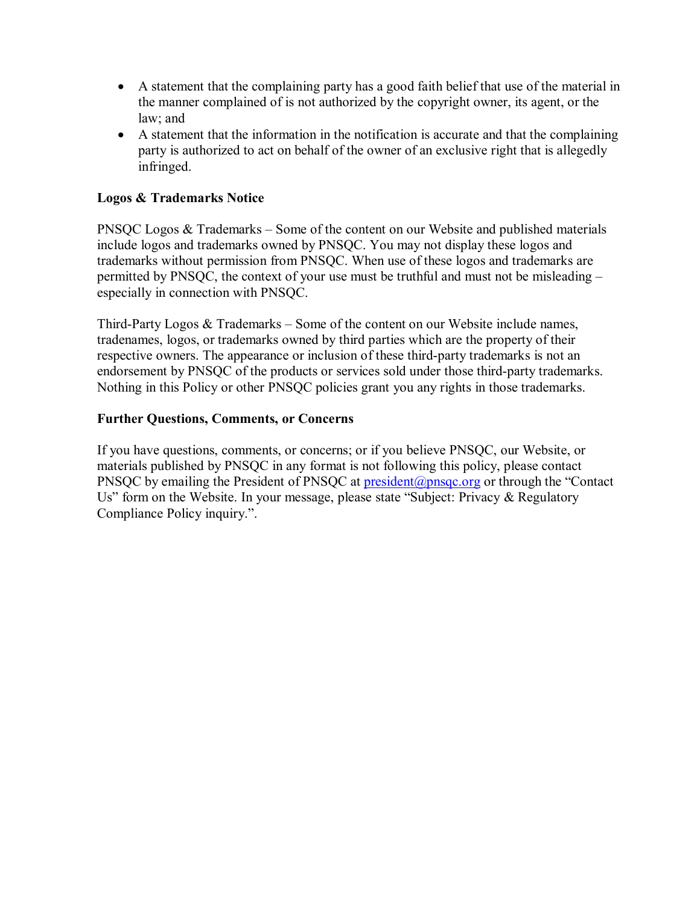- A statement that the complaining party has a good faith belief that use of the material in the manner complained of is not authorized by the copyright owner, its agent, or the law; and
- A statement that the information in the notification is accurate and that the complaining party is authorized to act on behalf of the owner of an exclusive right that is allegedly infringed.

**Logos & Trademarks Notice**

PNSQC Logos & Trademarks – Some of the content on our Website and published materials include logos and trademarks owned by PNSQC. You may not display these logos and trademarks without permission from PNSQC. When use of these logos and trademarks are permitted by PNSQC, the context of your use must be truthful and must not be misleading – especially in connection with PNSQC.

Third-Party Logos & Trademarks – Some of the content on our Website include names, tradenames, logos, or trademarks owned by third parties which are the property of their respective owners. The appearance or inclusion of these third-party trademarks is not an endorsement by PNSQC of the products or services sold under those third-party trademarks. Nothing in this Policy or other PNSQC policies grant you any rights in those trademarks.

**Further Questions, Comments, or Concerns**

If you have questions, comments, or concerns; or if you believe PNSQC, our Website, or materials published by PNSQC in any format is not following this policy, please contact PNSQC by emailing the President of PNSQC at president@pnsqc.org or through the "Contact Us" form on the Website. In your message, please state "Subject: Privacy & Regulatory Compliance Policy inquiry.".